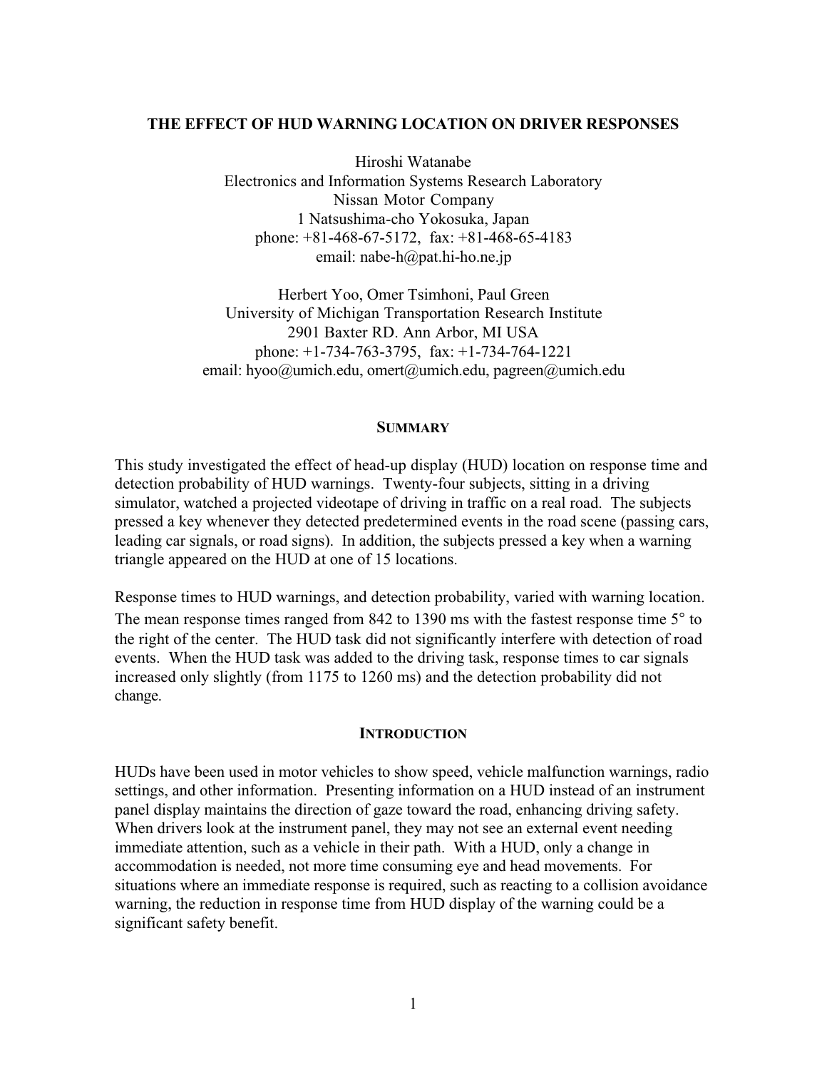# THE EFFECT OF HUD WARNING LOCATION ON DRIVER RESPONSES

Hiroshi Watanabe
Electronics and Information Systems Research Laboratory
Nissan Motor Company
1 Natsushima-cho Yokosuka, Japan
phone: +81-468-67-5172, fax: +81-468-65-4183
email: nabe-h@pat.hi-ho.ne.jp

Herbert Yoo, Omer Tsimhoni, Paul Green
University of Michigan Transportation Research Institute
2901 Baxter RD. Ann Arbor, MI USA
phone: +1-734-763-3795, fax: +1-734-764-1221
email: hyoo@umich.edu, omert@umich.edu, pagreen@umich.edu

## SUMMARY

This study investigated the effect of head-up display (HUD) location on response time and detection probability of HUD warnings. Twenty-four subjects, sitting in a driving simulator, watched a projected videotape of driving in traffic on a real road. The subjects pressed a key whenever they detected predetermined events in the road scene (passing cars, leading car signals, or road signs). In addition, the subjects pressed a key when a warning triangle appeared on the HUD at one of 15 locations.

Response times to HUD warnings, and detection probability, varied with warning location. The mean response times ranged from 842 to 1390 ms with the fastest response time 5° to the right of the center. The HUD task did not significantly interfere with detection of road events. When the HUD task was added to the driving task, response times to car signals increased only slightly (from 1175 to 1260 ms) and the detection probability did not change.

## INTRODUCTION

HUDs have been used in motor vehicles to show speed, vehicle malfunction warnings, radio settings, and other information. Presenting information on a HUD instead of an instrument panel display maintains the direction of gaze toward the road, enhancing driving safety. When drivers look at the instrument panel, they may not see an external event needing immediate attention, such as a vehicle in their path. With a HUD, only a change in accommodation is needed, not more time consuming eye and head movements. For situations where an immediate response is required, such as reacting to a collision avoidance warning, the reduction in response time from HUD display of the warning could be a significant safety benefit.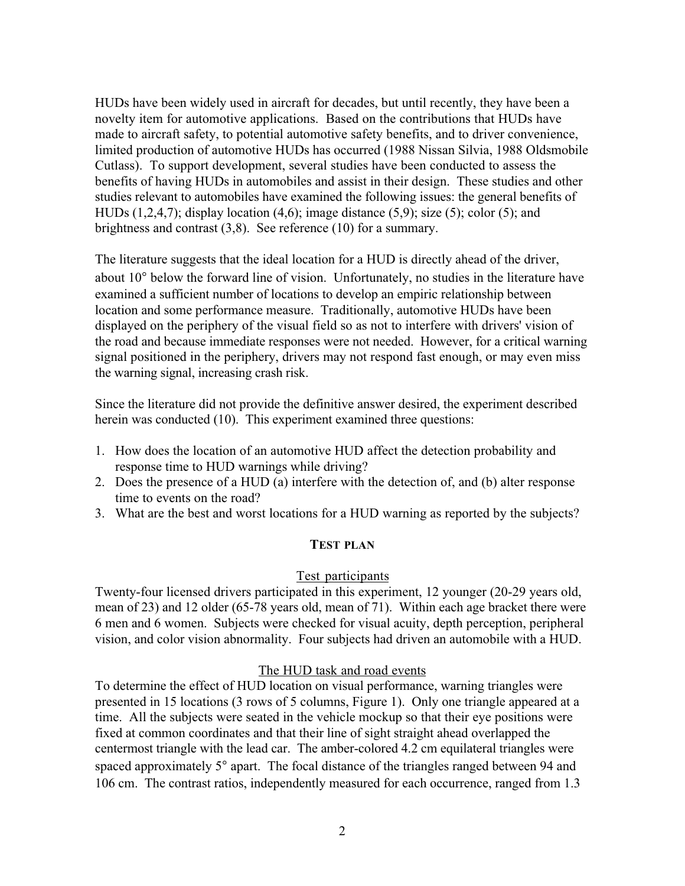HUDs have been widely used in aircraft for decades, but until recently, they have been a novelty item for automotive applications. Based on the contributions that HUDs have made to aircraft safety, to potential automotive safety benefits, and to driver convenience, limited production of automotive HUDs has occurred (1988 Nissan Silvia, 1988 Oldsmobile Cutlass). To support development, several studies have been conducted to assess the benefits of having HUDs in automobiles and assist in their design. These studies and other studies relevant to automobiles have examined the following issues: the general benefits of HUDs (1,2,4,7); display location (4,6); image distance (5,9); size (5); color (5); and brightness and contrast (3,8). See reference (10) for a summary.

The literature suggests that the ideal location for a HUD is directly ahead of the driver, about 10° below the forward line of vision. Unfortunately, no studies in the literature have examined a sufficient number of locations to develop an empiric relationship between location and some performance measure. Traditionally, automotive HUDs have been displayed on the periphery of the visual field so as not to interfere with drivers' vision of the road and because immediate responses were not needed. However, for a critical warning signal positioned in the periphery, drivers may not respond fast enough, or may even miss the warning signal, increasing crash risk.

Since the literature did not provide the definitive answer desired, the experiment described herein was conducted (10). This experiment examined three questions:

1. How does the location of an automotive HUD affect the detection probability and response time to HUD warnings while driving?
2. Does the presence of a HUD (a) interfere with the detection of, and (b) alter response time to events on the road?
3. What are the best and worst locations for a HUD warning as reported by the subjects?

## TEST PLAN

### Test participants

Twenty-four licensed drivers participated in this experiment, 12 younger (20-29 years old, mean of 23) and 12 older (65-78 years old, mean of 71). Within each age bracket there were 6 men and 6 women. Subjects were checked for visual acuity, depth perception, peripheral vision, and color vision abnormality. Four subjects had driven an automobile with a HUD.

### The HUD task and road events

To determine the effect of HUD location on visual performance, warning triangles were presented in 15 locations (3 rows of 5 columns, Figure 1). Only one triangle appeared at a time. All the subjects were seated in the vehicle mockup so that their eye positions were fixed at common coordinates and that their line of sight straight ahead overlapped the centermost triangle with the lead car. The amber-colored 4.2 cm equilateral triangles were spaced approximately 5° apart. The focal distance of the triangles ranged between 94 and 106 cm. The contrast ratios, independently measured for each occurrence, ranged from 1.3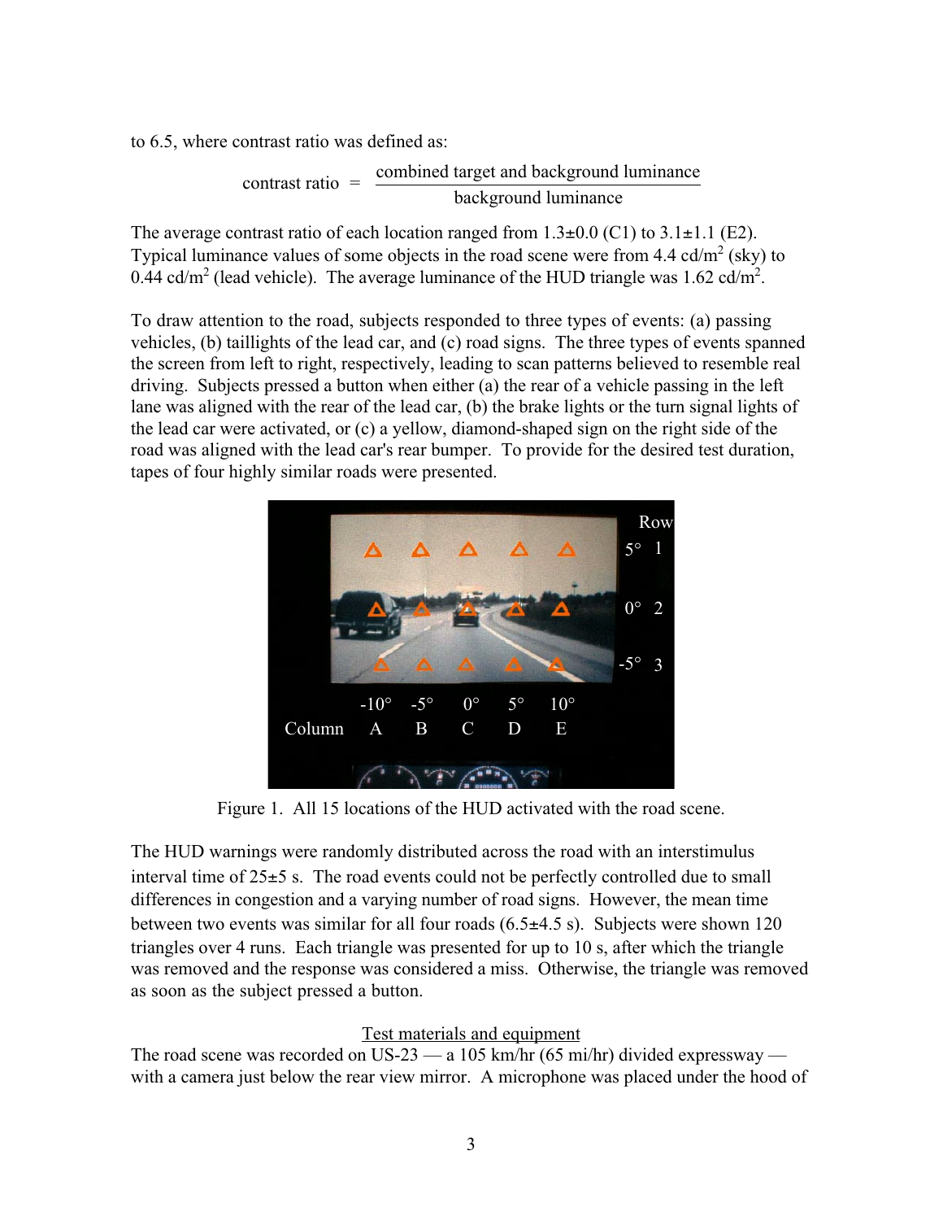to 6.5, where contrast ratio was defined as:

$$\text{contrast ratio} = \frac{\text{combined target and background luminance}}{\text{background luminance}}$$

The average contrast ratio of each location ranged from 1.3±0.0 (C1) to 3.1±1.1 (E2). Typical luminance values of some objects in the road scene were from 4.4 cd/m$^2$ (sky) to 0.44 cd/m$^2$ (lead vehicle). The average luminance of the HUD triangle was 1.62 cd/m$^2$.

To draw attention to the road, subjects responded to three types of events: (a) passing vehicles, (b) taillights of the lead car, and (c) road signs. The three types of events spanned the screen from left to right, respectively, leading to scan patterns believed to resemble real driving. Subjects pressed a button when either (a) the rear of a vehicle passing in the left lane was aligned with the rear of the lead car, (b) the brake lights or the turn signal lights of the lead car were activated, or (c) a yellow, diamond-shaped sign on the right side of the road was aligned with the lead car's rear bumper. To provide for the desired test duration, tapes of four highly similar roads were presented.

Figure 1. All 15 locations of the HUD activated with the road scene.

The HUD warnings were randomly distributed across the road with an interstimulus interval time of 25±5 s. The road events could not be perfectly controlled due to small differences in congestion and a varying number of road signs. However, the mean time between two events was similar for all four roads (6.5±4.5 s). Subjects were shown 120 triangles over 4 runs. Each triangle was presented for up to 10 s, after which the triangle was removed and the response was considered a miss. Otherwise, the triangle was removed as soon as the subject pressed a button.

## Test materials and equipment

The road scene was recorded on US-23 — a 105 km/hr (65 mi/hr) divided expressway — with a camera just below the rear view mirror. A microphone was placed under the hood of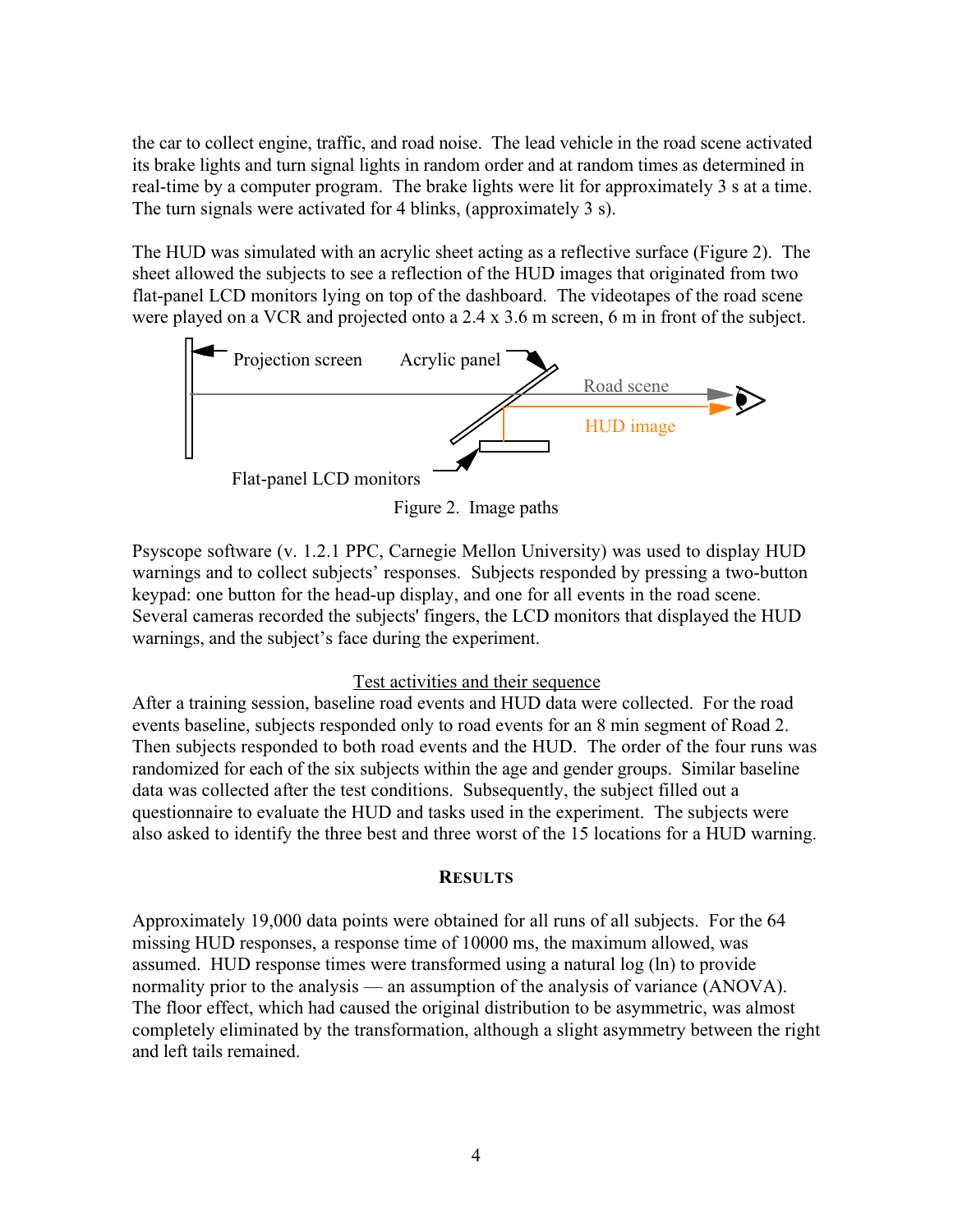the car to collect engine, traffic, and road noise. The lead vehicle in the road scene activated its brake lights and turn signal lights in random order and at random times as determined in real-time by a computer program. The brake lights were lit for approximately 3 s at a time. The turn signals were activated for 4 blinks, (approximately 3 s).

The HUD was simulated with an acrylic sheet acting as a reflective surface (Figure 2). The sheet allowed the subjects to see a reflection of the HUD images that originated from two flat-panel LCD monitors lying on top of the dashboard. The videotapes of the road scene were played on a VCR and projected onto a 2.4 x 3.6 m screen, 6 m in front of the subject.

Figure 2. Image paths

Psyscope software (v. 1.2.1 PPC, Carnegie Mellon University) was used to display HUD warnings and to collect subjects' responses. Subjects responded by pressing a two-button keypad: one button for the head-up display, and one for all events in the road scene. Several cameras recorded the subjects' fingers, the LCD monitors that displayed the HUD warnings, and the subject's face during the experiment.

<u>Test activities and their sequence</u>

After a training session, baseline road events and HUD data were collected. For the road events baseline, subjects responded only to road events for an 8 min segment of Road 2. Then subjects responded to both road events and the HUD. The order of the four runs was randomized for each of the six subjects within the age and gender groups. Similar baseline data was collected after the test conditions. Subsequently, the subject filled out a questionnaire to evaluate the HUD and tasks used in the experiment. The subjects were also asked to identify the three best and three worst of the 15 locations for a HUD warning.

## RESULTS

Approximately 19,000 data points were obtained for all runs of all subjects. For the 64 missing HUD responses, a response time of 10000 ms, the maximum allowed, was assumed. HUD response times were transformed using a natural log (ln) to provide normality prior to the analysis — an assumption of the analysis of variance (ANOVA). The floor effect, which had caused the original distribution to be asymmetric, was almost completely eliminated by the transformation, although a slight asymmetry between the right and left tails remained.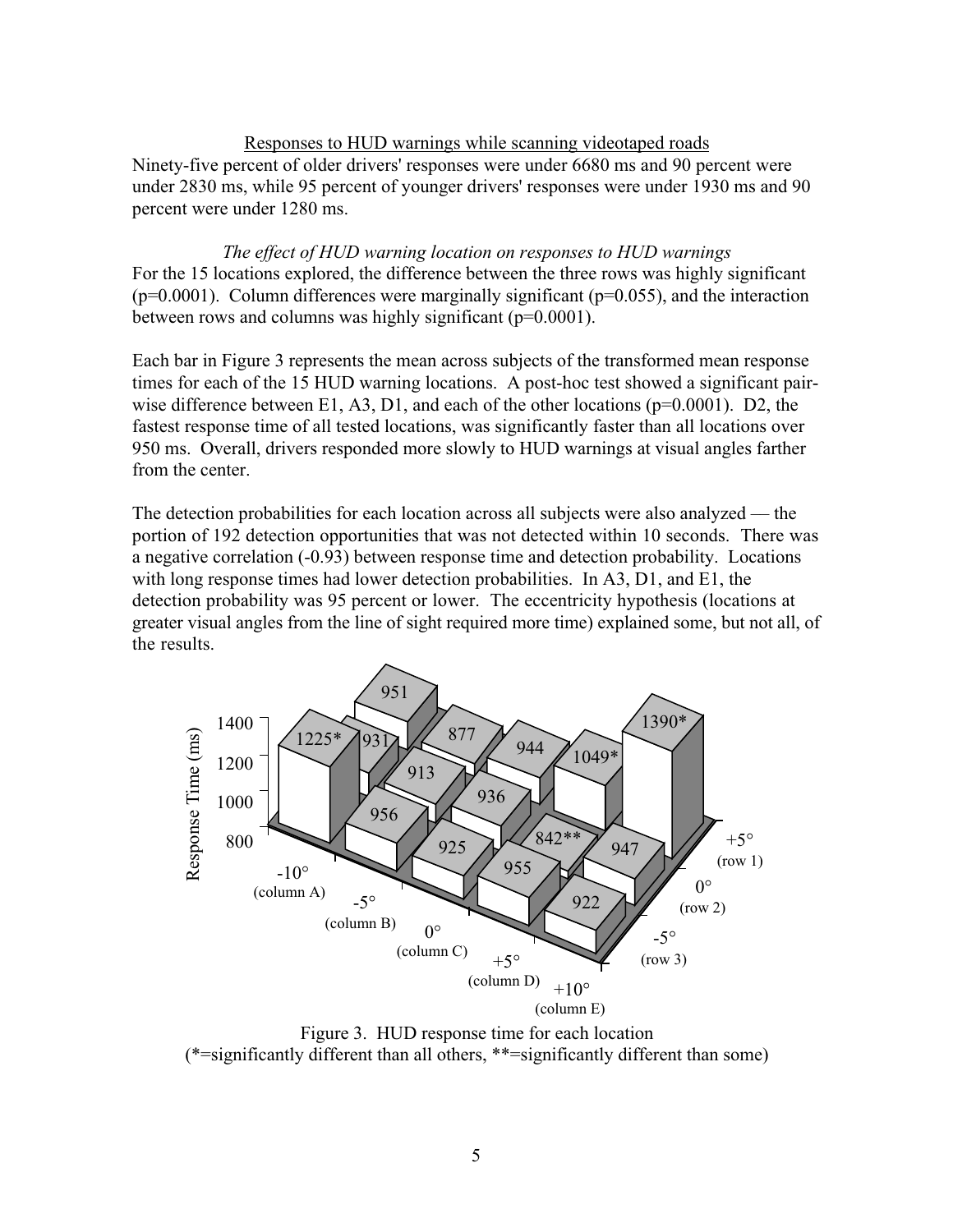Responses to HUD warnings while scanning videotaped roads

Ninety-five percent of older drivers' responses were under 6680 ms and 90 percent were under 2830 ms, while 95 percent of younger drivers' responses were under 1930 ms and 90 percent were under 1280 ms.

*The effect of HUD warning location on responses to HUD warnings*

For the 15 locations explored, the difference between the three rows was highly significant ($p=0.0001$). Column differences were marginally significant ($p=0.055$), and the interaction between rows and columns was highly significant ($p=0.0001$).

Each bar in Figure 3 represents the mean across subjects of the transformed mean response times for each of the 15 HUD warning locations. A post-hoc test showed a significant pair-wise difference between E1, A3, D1, and each of the other locations ($p=0.0001$). D2, the fastest response time of all tested locations, was significantly faster than all locations over 950 ms. Overall, drivers responded more slowly to HUD warnings at visual angles farther from the center.

The detection probabilities for each location across all subjects were also analyzed — the portion of 192 detection opportunities that was not detected within 10 seconds. There was a negative correlation (-0.93) between response time and detection probability. Locations with long response times had lower detection probabilities. In A3, D1, and E1, the detection probability was 95 percent or lower. The eccentricity hypothesis (locations at greater visual angles from the line of sight required more time) explained some, but not all, of the results.

Figure 3. HUD response time for each location
(*=significantly different than all others, **=significantly different than some)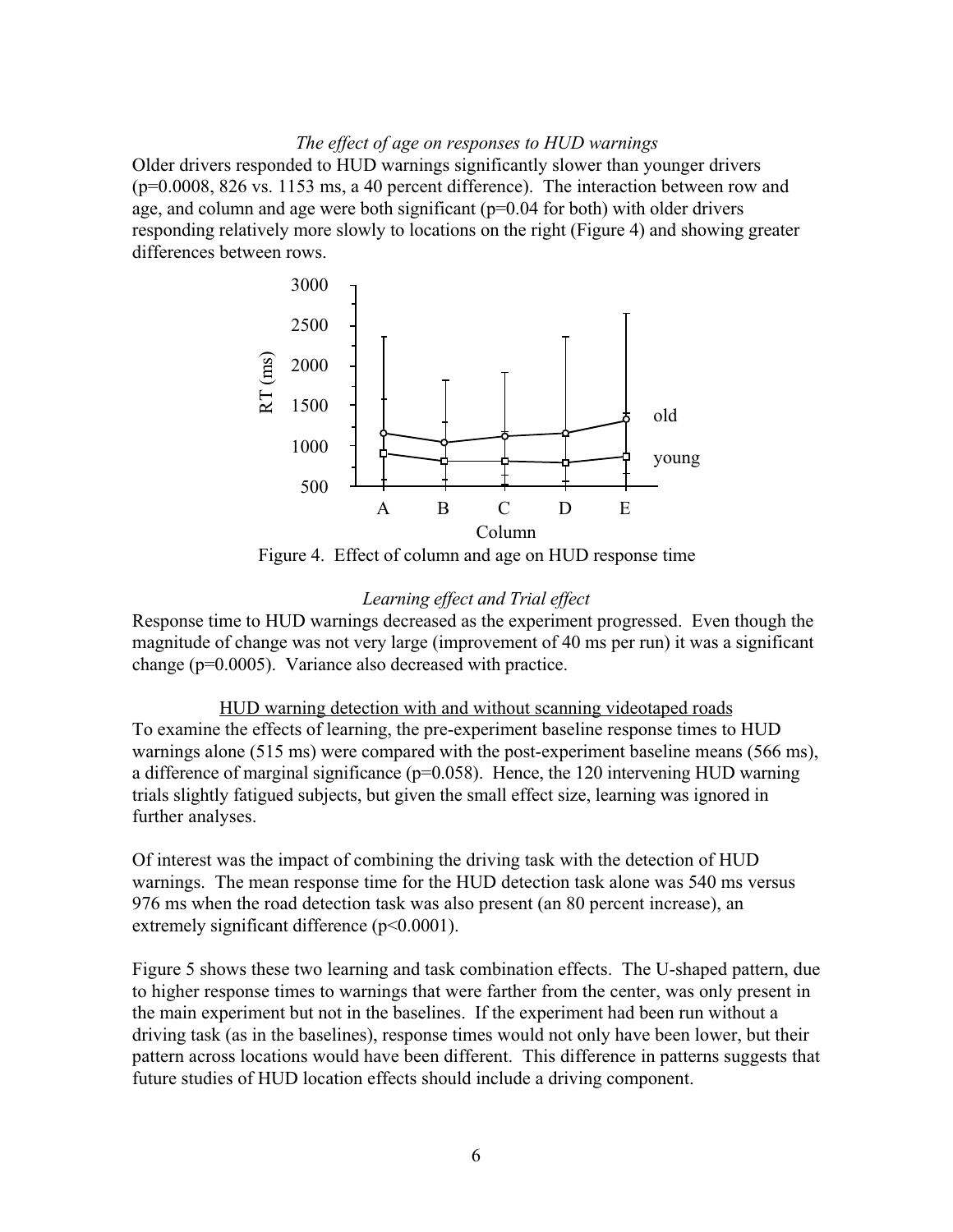*The effect of age on responses to HUD warnings*

Older drivers responded to HUD warnings significantly slower than younger drivers ($p=0.0008$, 826 vs. 1153 ms, a 40 percent difference). The interaction between row and age, and column and age were both significant ($p=0.04$ for both) with older drivers responding relatively more slowly to locations on the right (Figure 4) and showing greater differences between rows.

Figure 4. Effect of column and age on HUD response time

*Learning effect and Trial effect*

Response time to HUD warnings decreased as the experiment progressed. Even though the magnitude of change was not very large (improvement of 40 ms per run) it was a significant change ($p=0.0005$). Variance also decreased with practice.

HUD warning detection with and without scanning videotaped roads

To examine the effects of learning, the pre-experiment baseline response times to HUD warnings alone (515 ms) were compared with the post-experiment baseline means (566 ms), a difference of marginal significance ($p=0.058$). Hence, the 120 intervening HUD warning trials slightly fatigued subjects, but given the small effect size, learning was ignored in further analyses.

Of interest was the impact of combining the driving task with the detection of HUD warnings. The mean response time for the HUD detection task alone was 540 ms versus 976 ms when the road detection task was also present (an 80 percent increase), an extremely significant difference ($p<0.0001$).

Figure 5 shows these two learning and task combination effects. The U-shaped pattern, due to higher response times to warnings that were farther from the center, was only present in the main experiment but not in the baselines. If the experiment had been run without a driving task (as in the baselines), response times would not only have been lower, but their pattern across locations would have been different. This difference in patterns suggests that future studies of HUD location effects should include a driving component.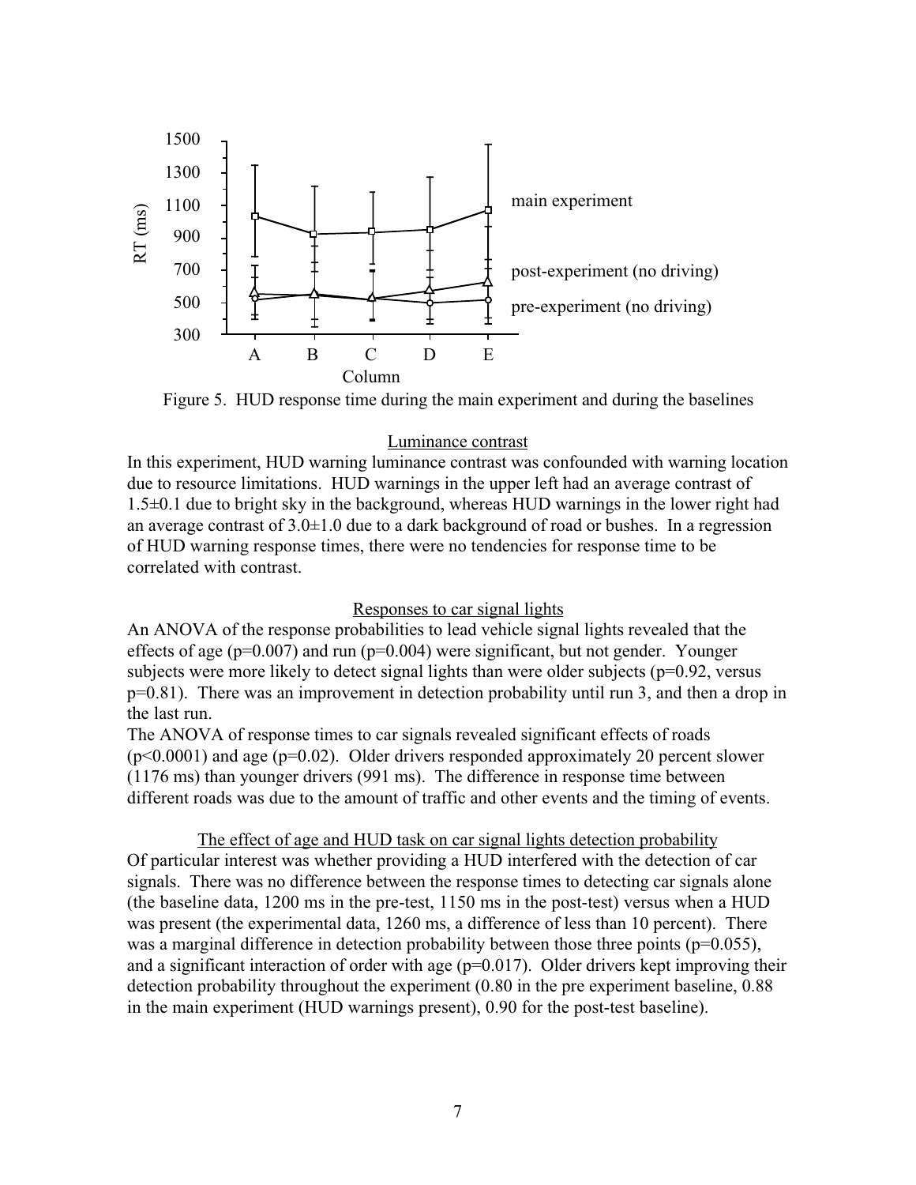Figure 5. HUD response time during the main experiment and during the baselines

Luminance contrast

In this experiment, HUD warning luminance contrast was confounded with warning location due to resource limitations. HUD warnings in the upper left had an average contrast of 1.5±0.1 due to bright sky in the background, whereas HUD warnings in the lower right had an average contrast of 3.0±1.0 due to a dark background of road or bushes. In a regression of HUD warning response times, there were no tendencies for response time to be correlated with contrast.

Responses to car signal lights

An ANOVA of the response probabilities to lead vehicle signal lights revealed that the effects of age ($p=0.007$) and run ($p=0.004$) were significant, but not gender. Younger subjects were more likely to detect signal lights than were older subjects ($p=0.92$, versus $p=0.81$). There was an improvement in detection probability until run 3, and then a drop in the last run.

The ANOVA of response times to car signals revealed significant effects of roads ($p<0.0001$) and age ($p=0.02$). Older drivers responded approximately 20 percent slower (1176 ms) than younger drivers (991 ms). The difference in response time between different roads was due to the amount of traffic and other events and the timing of events.

The effect of age and HUD task on car signal lights detection probability

Of particular interest was whether providing a HUD interfered with the detection of car signals. There was no difference between the response times to detecting car signals alone (the baseline data, 1200 ms in the pre-test, 1150 ms in the post-test) versus when a HUD was present (the experimental data, 1260 ms, a difference of less than 10 percent). There was a marginal difference in detection probability between those three points ($p=0.055$), and a significant interaction of order with age ($p=0.017$). Older drivers kept improving their detection probability throughout the experiment (0.80 in the pre experiment baseline, 0.88 in the main experiment (HUD warnings present), 0.90 for the post-test baseline).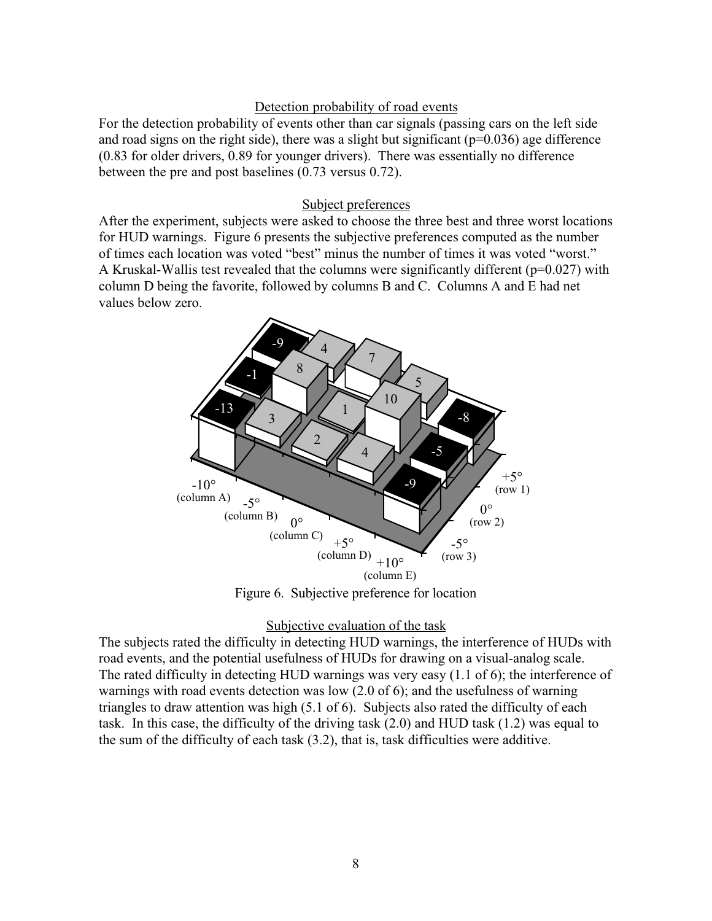### Detection probability of road events

For the detection probability of events other than car signals (passing cars on the left side and road signs on the right side), there was a slight but significant ($p=0.036$) age difference (0.83 for older drivers, 0.89 for younger drivers). There was essentially no difference between the pre and post baselines (0.73 versus 0.72).

### Subject preferences

After the experiment, subjects were asked to choose the three best and three worst locations for HUD warnings. Figure 6 presents the subjective preferences computed as the number of times each location was voted "best" minus the number of times it was voted "worst." A Kruskal-Wallis test revealed that the columns were significantly different ($p=0.027$) with column D being the favorite, followed by columns B and C. Columns A and E had net values below zero.

| | -10° (column A) | -5° (column B) | 0° (column C) | +5° (column D) | +10° (column E) |
|---|---|---|---|---|---|
| +5° (row 1) | -9 | 4 | 7 | 5 | -8 |
| 0° (row 2) | -1 | 8 | 1 | 10 | -5 |
| -5° (row 3) | -13 | 3 | 2 | 4 | -9 |

Figure 6. Subjective preference for location

### Subjective evaluation of the task

The subjects rated the difficulty in detecting HUD warnings, the interference of HUDs with road events, and the potential usefulness of HUDs for drawing on a visual-analog scale. The rated difficulty in detecting HUD warnings was very easy (1.1 of 6); the interference of warnings with road events detection was low (2.0 of 6); and the usefulness of warning triangles to draw attention was high (5.1 of 6). Subjects also rated the difficulty of each task. In this case, the difficulty of the driving task (2.0) and HUD task (1.2) was equal to the sum of the difficulty of each task (3.2), that is, task difficulties were additive.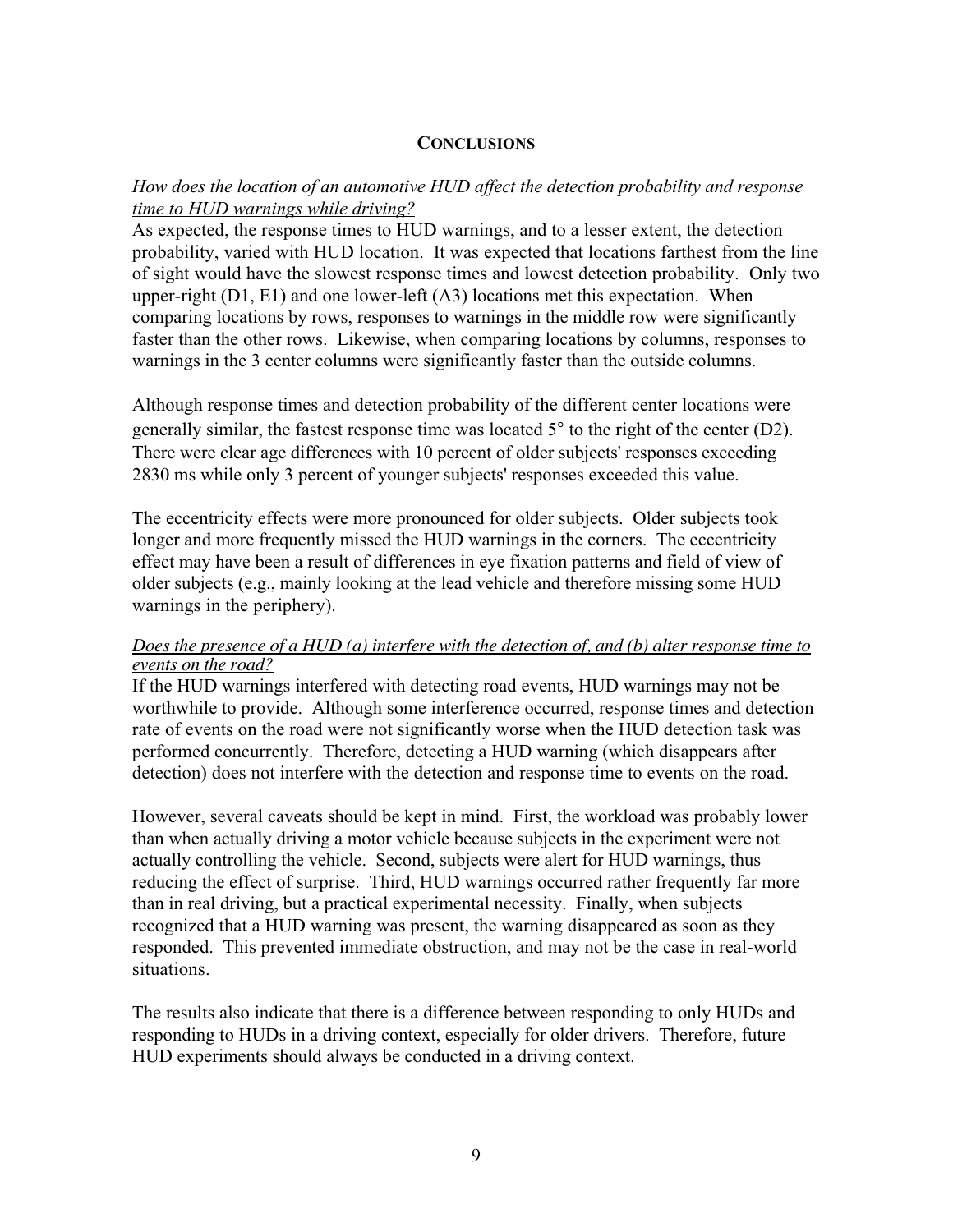## CONCLUSIONS

*How does the location of an automotive HUD affect the detection probability and response time to HUD warnings while driving?*

As expected, the response times to HUD warnings, and to a lesser extent, the detection probability, varied with HUD location. It was expected that locations farthest from the line of sight would have the slowest response times and lowest detection probability. Only two upper-right (D1, E1) and one lower-left (A3) locations met this expectation. When comparing locations by rows, responses to warnings in the middle row were significantly faster than the other rows. Likewise, when comparing locations by columns, responses to warnings in the 3 center columns were significantly faster than the outside columns.

Although response times and detection probability of the different center locations were generally similar, the fastest response time was located 5° to the right of the center (D2). There were clear age differences with 10 percent of older subjects' responses exceeding 2830 ms while only 3 percent of younger subjects' responses exceeded this value.

The eccentricity effects were more pronounced for older subjects. Older subjects took longer and more frequently missed the HUD warnings in the corners. The eccentricity effect may have been a result of differences in eye fixation patterns and field of view of older subjects (e.g., mainly looking at the lead vehicle and therefore missing some HUD warnings in the periphery).

*Does the presence of a HUD (a) interfere with the detection of, and (b) alter response time to events on the road?*

If the HUD warnings interfered with detecting road events, HUD warnings may not be worthwhile to provide. Although some interference occurred, response times and detection rate of events on the road were not significantly worse when the HUD detection task was performed concurrently. Therefore, detecting a HUD warning (which disappears after detection) does not interfere with the detection and response time to events on the road.

However, several caveats should be kept in mind. First, the workload was probably lower than when actually driving a motor vehicle because subjects in the experiment were not actually controlling the vehicle. Second, subjects were alert for HUD warnings, thus reducing the effect of surprise. Third, HUD warnings occurred rather frequently far more than in real driving, but a practical experimental necessity. Finally, when subjects recognized that a HUD warning was present, the warning disappeared as soon as they responded. This prevented immediate obstruction, and may not be the case in real-world situations.

The results also indicate that there is a difference between responding to only HUDs and responding to HUDs in a driving context, especially for older drivers. Therefore, future HUD experiments should always be conducted in a driving context.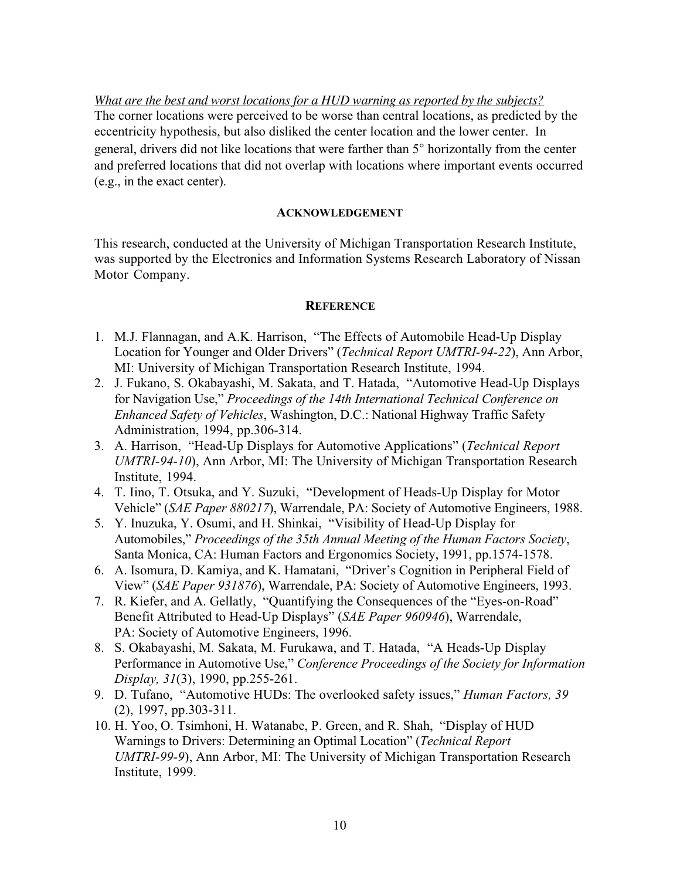*What are the best and worst locations for a HUD warning as reported by the subjects?*

The corner locations were perceived to be worse than central locations, as predicted by the eccentricity hypothesis, but also disliked the center location and the lower center. In general, drivers did not like locations that were farther than 5° horizontally from the center and preferred locations that did not overlap with locations where important events occurred (e.g., in the exact center).

## ACKNOWLEDGEMENT

This research, conducted at the University of Michigan Transportation Research Institute, was supported by the Electronics and Information Systems Research Laboratory of Nissan Motor Company.

## REFERENCE

1. M.J. Flannagan, and A.K. Harrison, "The Effects of Automobile Head-Up Display Location for Younger and Older Drivers" (*Technical Report UMTRI-94-22*), Ann Arbor, MI: University of Michigan Transportation Research Institute, 1994.
2. J. Fukano, S. Okabayashi, M. Sakata, and T. Hatada, "Automotive Head-Up Displays for Navigation Use," *Proceedings of the 14th International Technical Conference on Enhanced Safety of Vehicles*, Washington, D.C.: National Highway Traffic Safety Administration, 1994, pp.306-314.
3. A. Harrison, "Head-Up Displays for Automotive Applications" (*Technical Report UMTRI-94-10*), Ann Arbor, MI: The University of Michigan Transportation Research Institute, 1994.
4. T. Iino, T. Otsuka, and Y. Suzuki, "Development of Heads-Up Display for Motor Vehicle" (*SAE Paper 880217*), Warrendale, PA: Society of Automotive Engineers, 1988.
5. Y. Inuzuka, Y. Osumi, and H. Shinkai, "Visibility of Head-Up Display for Automobiles," *Proceedings of the 35th Annual Meeting of the Human Factors Society*, Santa Monica, CA: Human Factors and Ergonomics Society, 1991, pp.1574-1578.
6. A. Isomura, D. Kamiya, and K. Hamatani, "Driver's Cognition in Peripheral Field of View" (*SAE Paper 931876*), Warrendale, PA: Society of Automotive Engineers, 1993.
7. R. Kiefer, and A. Gellatly, "Quantifying the Consequences of the "Eyes-on-Road" Benefit Attributed to Head-Up Displays" (*SAE Paper 960946*), Warrendale, PA: Society of Automotive Engineers, 1996.
8. S. Okabayashi, M. Sakata, M. Furukawa, and T. Hatada, "A Heads-Up Display Performance in Automotive Use," *Conference Proceedings of the Society for Information Display, 31*(3), 1990, pp.255-261.
9. D. Tufano, "Automotive HUDs: The overlooked safety issues," *Human Factors, 39* (2), 1997, pp.303-311.
10. H. Yoo, O. Tsimhoni, H. Watanabe, P. Green, and R. Shah, "Display of HUD Warnings to Drivers: Determining an Optimal Location" (*Technical Report UMTRI-99-9*), Ann Arbor, MI: The University of Michigan Transportation Research Institute, 1999.